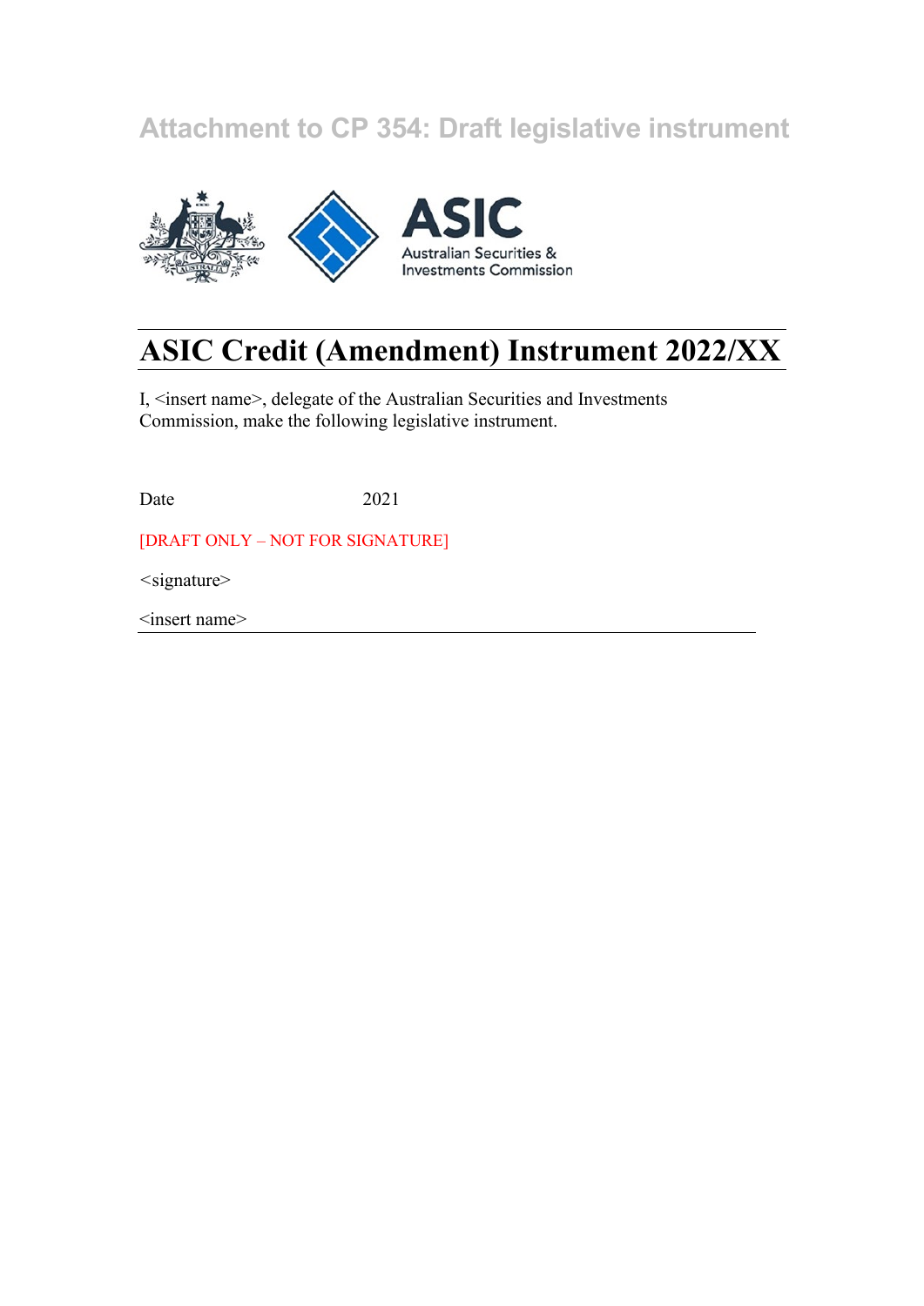Attachment to CP 354: Draft legislative instrument

ASIC
Australian Securities & Investments Commission

# ASIC Credit (Amendment) Instrument 2022/XX

I, <insert name>, delegate of the Australian Securities and Investments Commission, make the following legislative instrument.

Date 2021

[DRAFT ONLY – NOT FOR SIGNATURE]

<signature>

<insert name>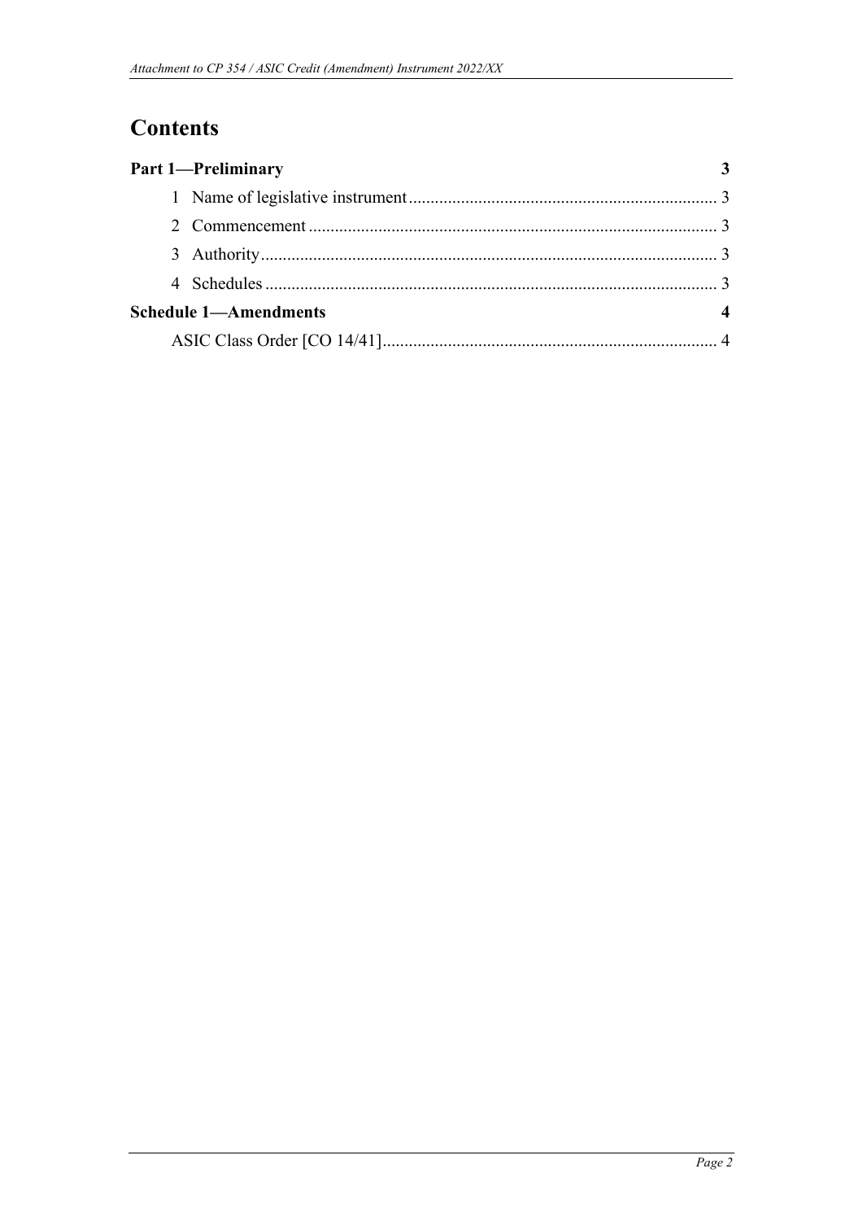# Contents

**Part 1—Preliminary** **3**

1 Name of legislative instrument ....................................................................... 3

2 Commencement ............................................................................................. 3

3 Authority ......................................................................................................... 3

4 Schedules ....................................................................................................... 3

**Schedule 1—Amendments** **4**

ASIC Class Order [CO 14/41] ............................................................................ 4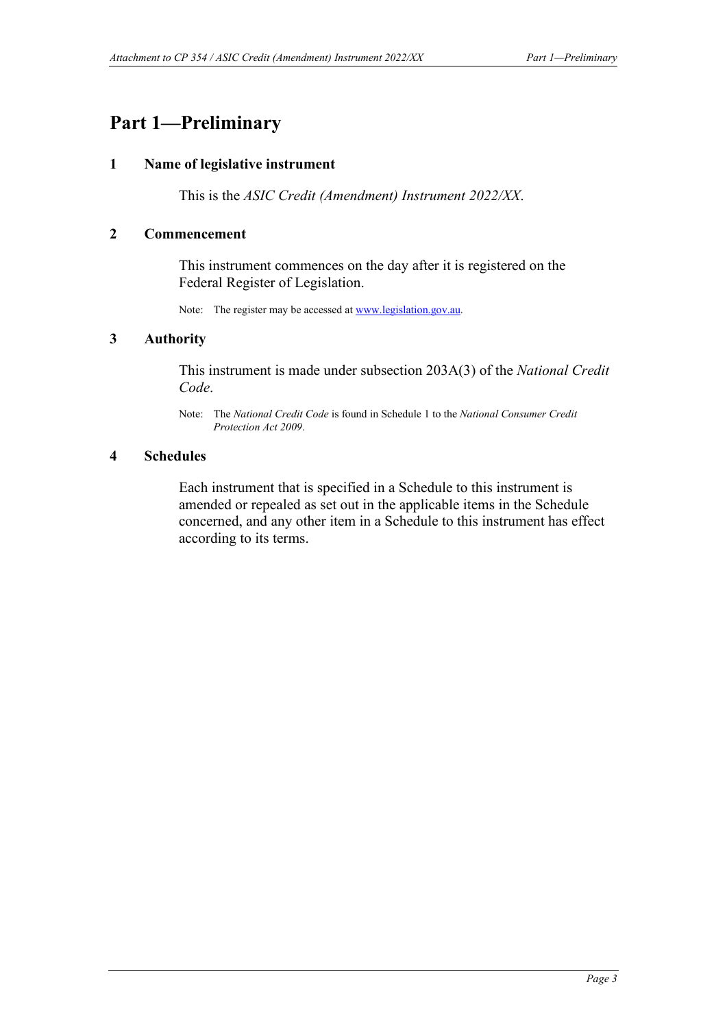# Part 1—Preliminary

## 1 Name of legislative instrument

This is the *ASIC Credit (Amendment) Instrument 2022/XX*.

## 2 Commencement

This instrument commences on the day after it is registered on the Federal Register of Legislation.

Note: The register may be accessed at www.legislation.gov.au.

## 3 Authority

This instrument is made under subsection 203A(3) of the *National Credit Code*.

Note: The *National Credit Code* is found in Schedule 1 to the *National Consumer Credit Protection Act 2009*.

## 4 Schedules

Each instrument that is specified in a Schedule to this instrument is amended or repealed as set out in the applicable items in the Schedule concerned, and any other item in a Schedule to this instrument has effect according to its terms.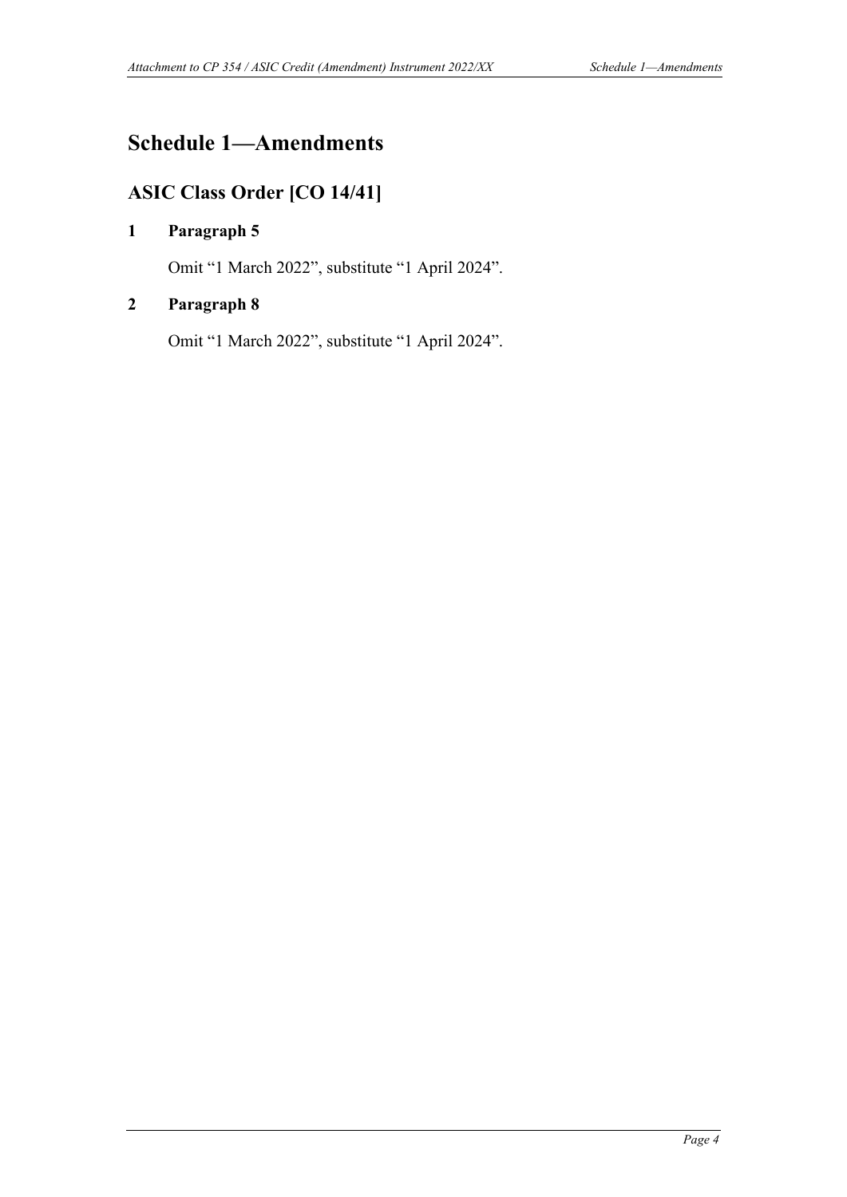# Schedule 1—Amendments

## ASIC Class Order [CO 14/41]

### 1 Paragraph 5

Omit "1 March 2022", substitute "1 April 2024".

### 2 Paragraph 8

Omit "1 March 2022", substitute "1 April 2024".